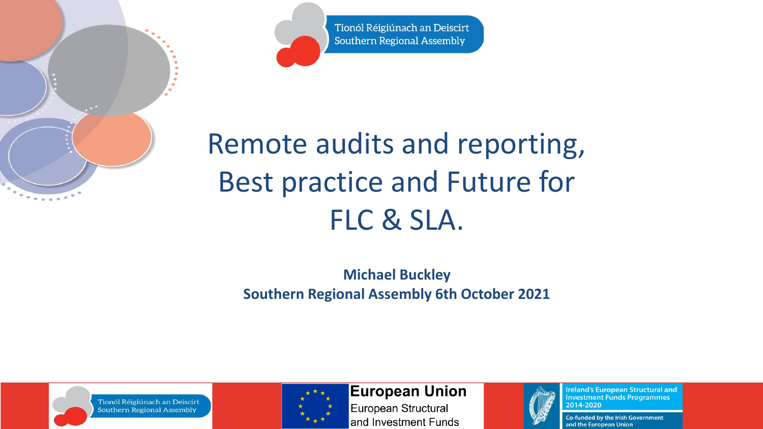Tionól Réigiúnach an Deiscirt
Southern Regional Assembly

# Remote audits and reporting, Best practice and Future for FLC & SLA.

**Michael Buckley**
**Southern Regional Assembly 6th October 2021**

Tionól Réigiúnach an Deiscirt
Southern Regional Assembly

**European Union**
European Structural and Investment Funds

Ireland's European Structural and Investment Funds Programmes 2014-2020

Co-funded by the Irish Government and the European Union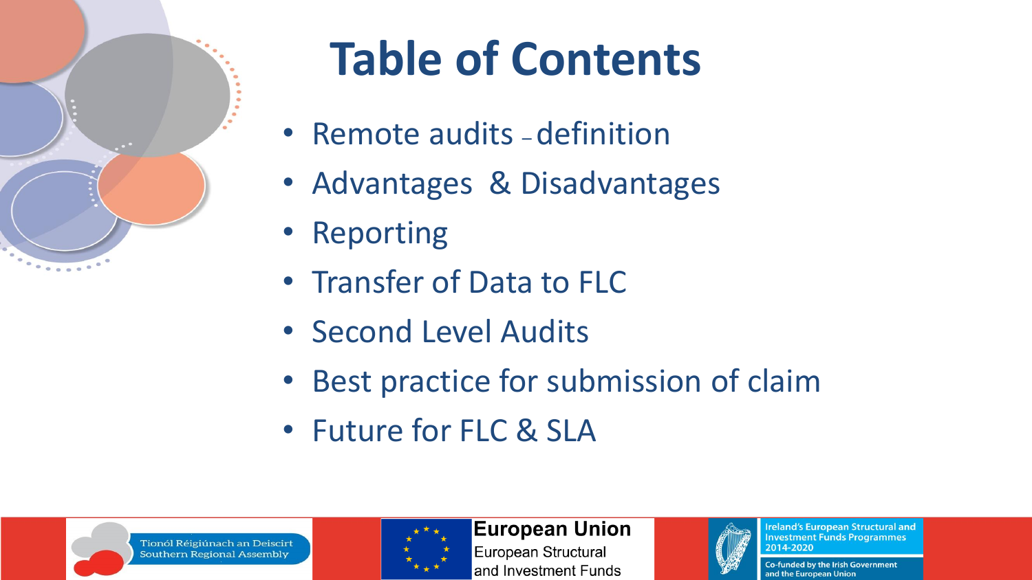# Table of Contents

- Remote audits – definition
- Advantages & Disadvantages
- Reporting
- Transfer of Data to FLC
- Second Level Audits
- Best practice for submission of claim
- Future for FLC & SLA

Tionól Réigiúnach an Deiscirt
Southern Regional Assembly

**European Union**
European Structural
and Investment Funds

Ireland's European Structural and Investment Funds Programmes 2014-2020

Co-funded by the Irish Government and the European Union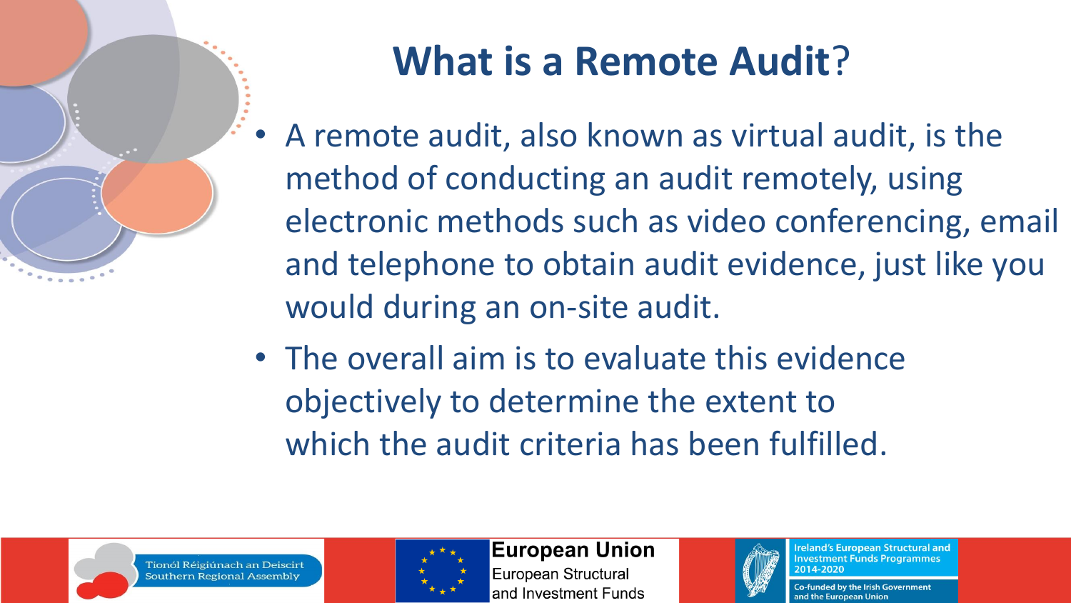# What is a Remote Audit?

- A remote audit, also known as virtual audit, is the method of conducting an audit remotely, using electronic methods such as video conferencing, email and telephone to obtain audit evidence, just like you would during an on-site audit.
- The overall aim is to evaluate this evidence objectively to determine the extent to which the audit criteria has been fulfilled.

Tionól Réigiúnach an Deiscirt Southern Regional Assembly

European Union European Structural and Investment Funds

Ireland's European Structural and Investment Funds Programmes 2014-2020

Co-funded by the Irish Government and the European Union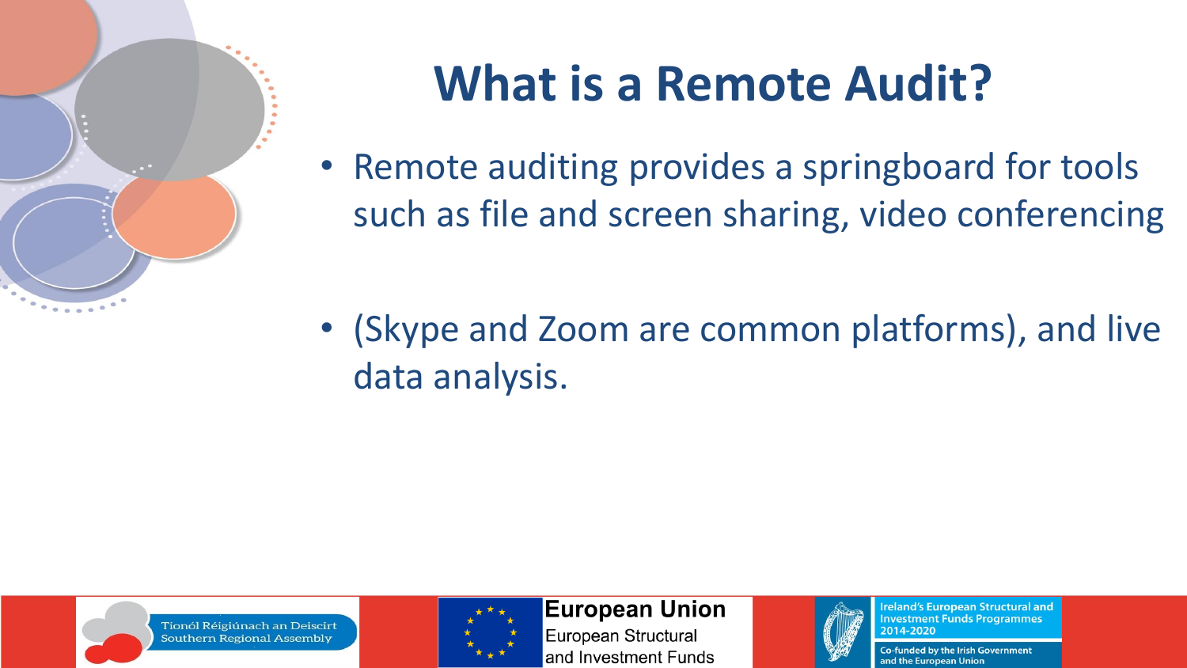# What is a Remote Audit?

- Remote auditing provides a springboard for tools such as file and screen sharing, video conferencing
- (Skype and Zoom are common platforms), and live data analysis.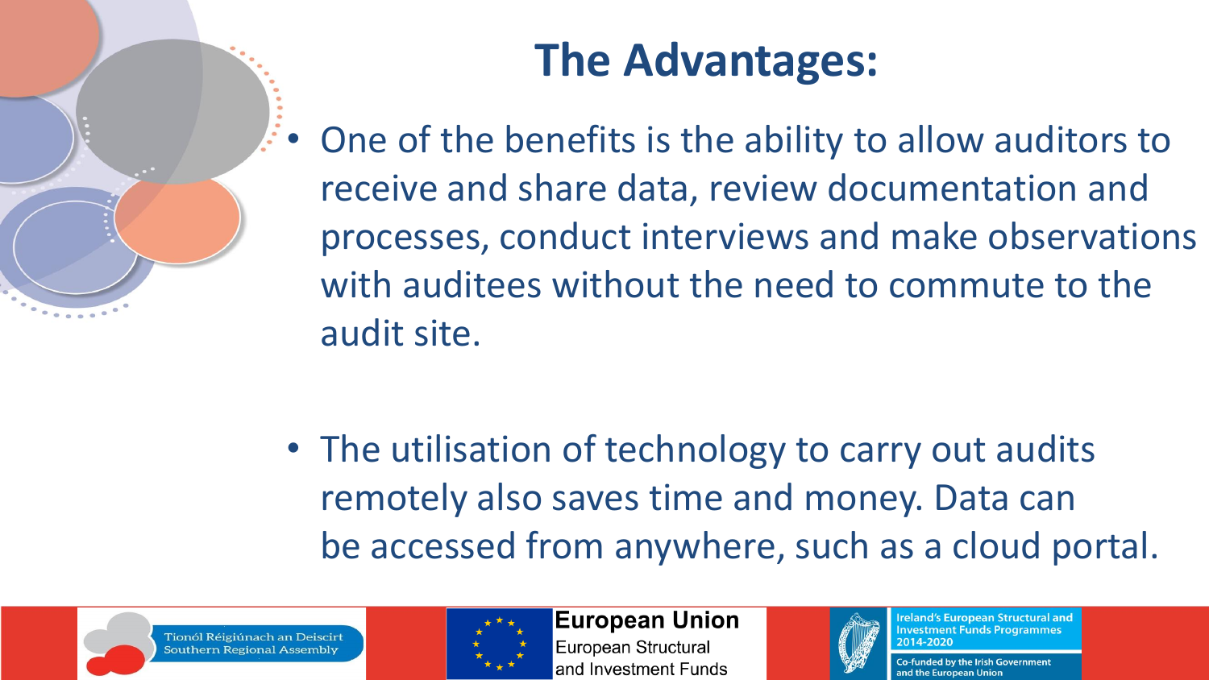# The Advantages:

- One of the benefits is the ability to allow auditors to receive and share data, review documentation and processes, conduct interviews and make observations with auditees without the need to commute to the audit site.

- The utilisation of technology to carry out audits remotely also saves time and money. Data can be accessed from anywhere, such as a cloud portal.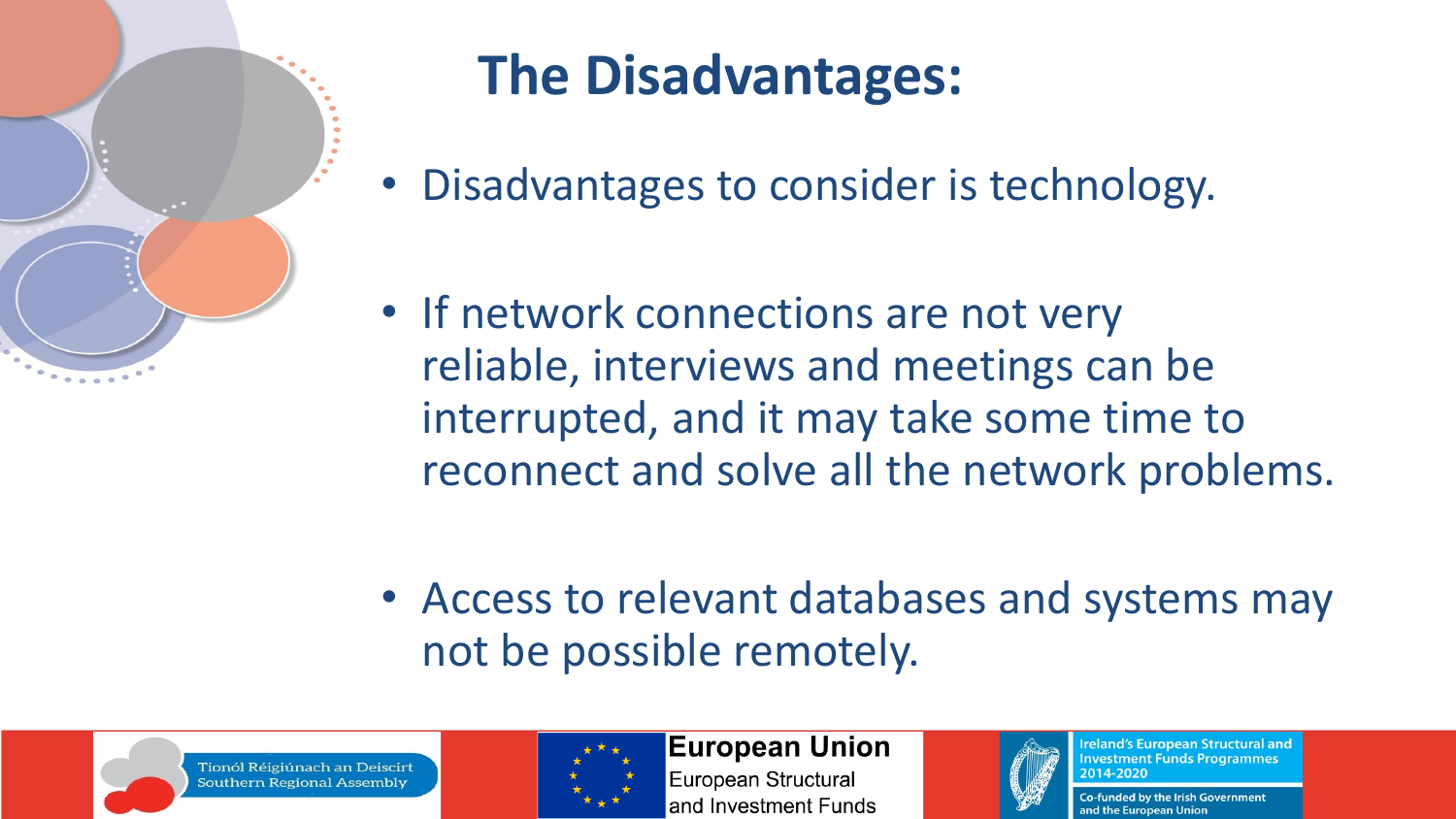# The Disadvantages:

- Disadvantages to consider is technology.
- If network connections are not very reliable, interviews and meetings can be interrupted, and it may take some time to reconnect and solve all the network problems.
- Access to relevant databases and systems may not be possible remotely.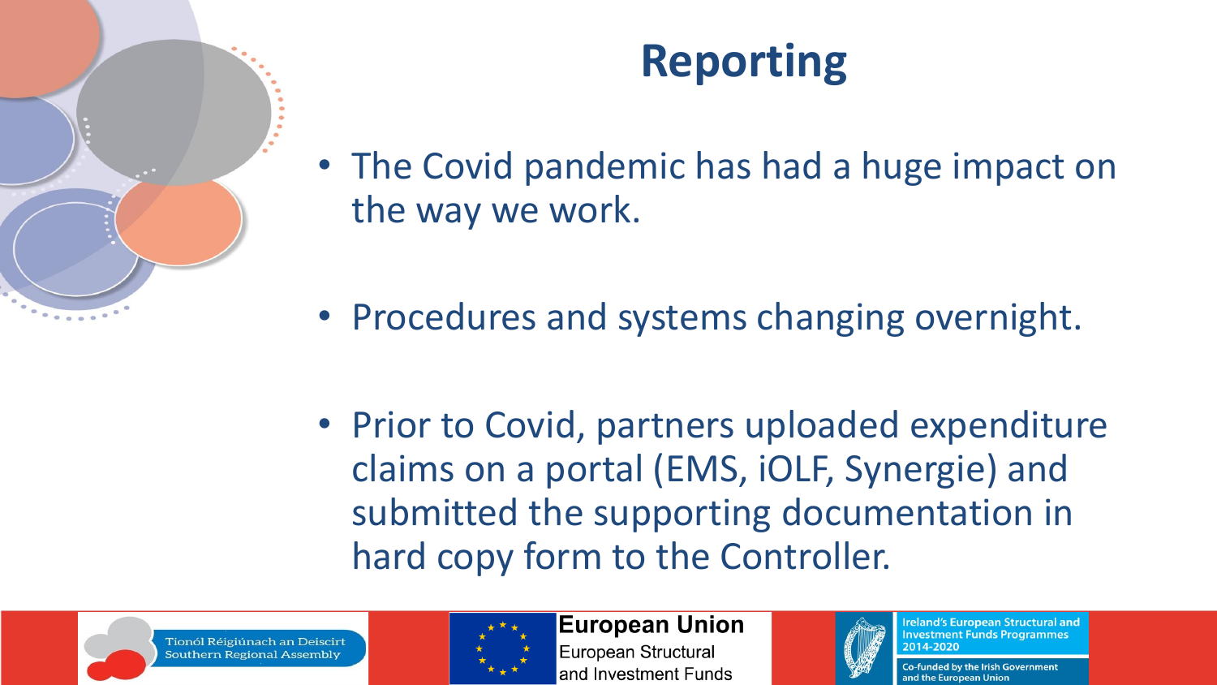# Reporting

- The Covid pandemic has had a huge impact on the way we work.
- Procedures and systems changing overnight.
- Prior to Covid, partners uploaded expenditure claims on a portal (EMS, iOLF, Synergie) and submitted the supporting documentation in hard copy form to the Controller.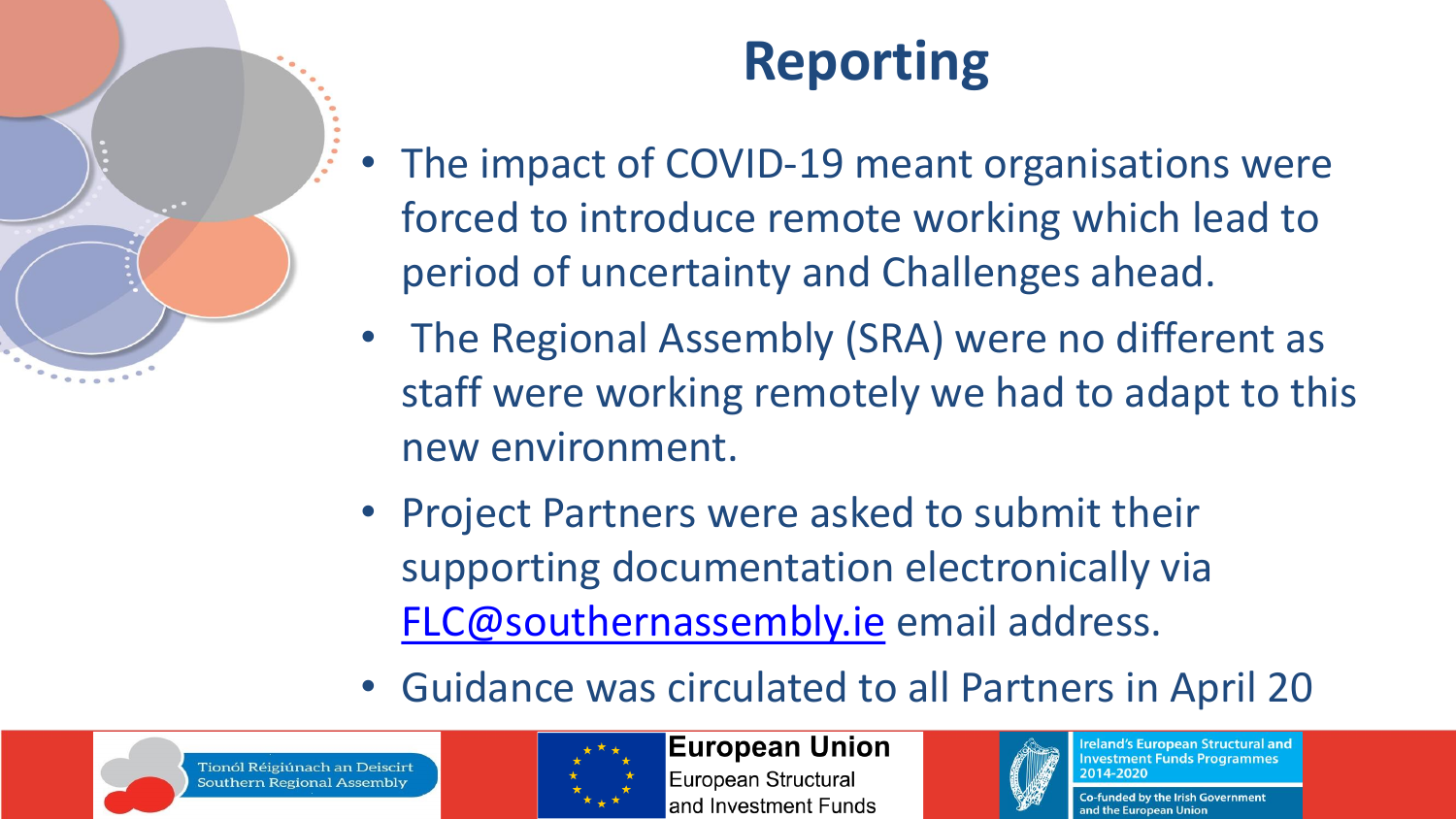# Reporting

- The impact of COVID-19 meant organisations were forced to introduce remote working which lead to period of uncertainty and Challenges ahead.
- The Regional Assembly (SRA) were no different as staff were working remotely we had to adapt to this new environment.
- Project Partners were asked to submit their supporting documentation electronically via [FLC@southernassembly.ie](mailto:FLC@southernassembly.ie) email address.
- Guidance was circulated to all Partners in April 20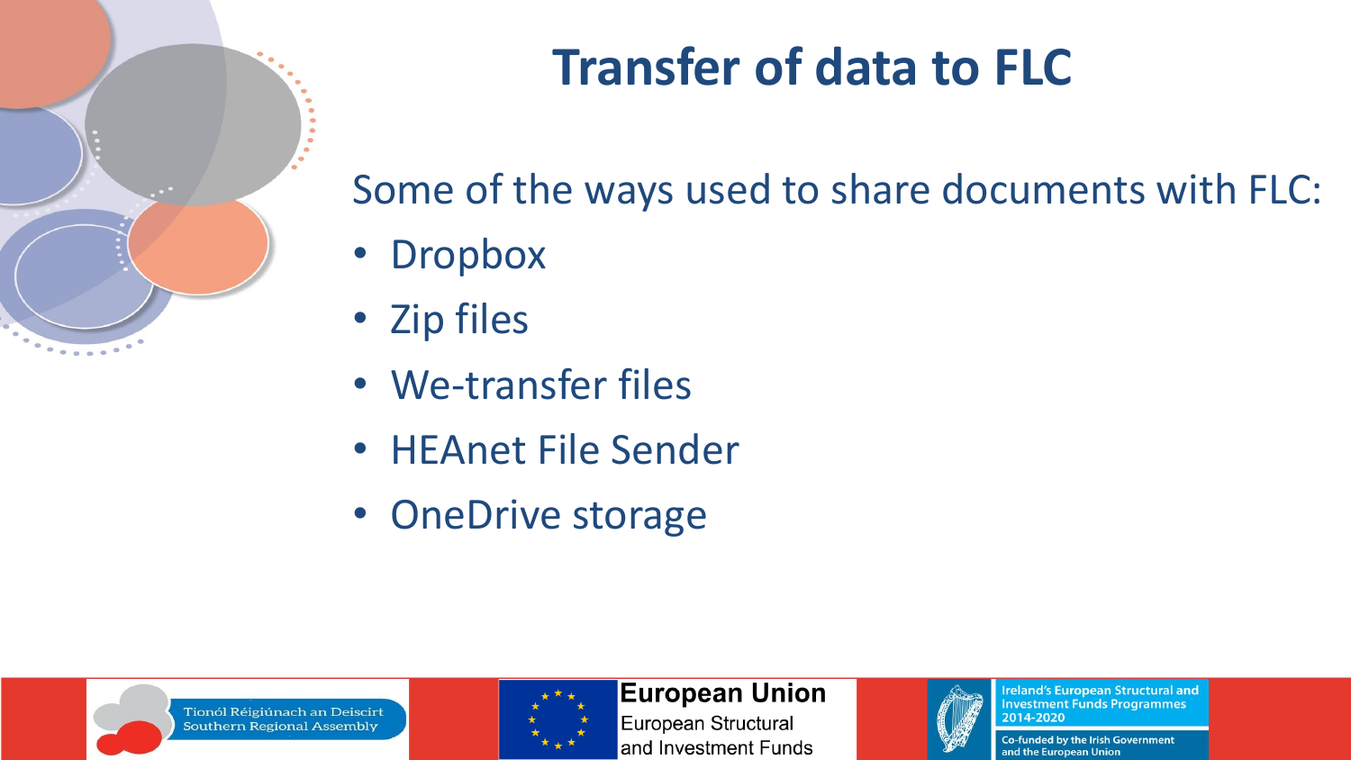# Transfer of data to FLC

Some of the ways used to share documents with FLC:

- Dropbox
- Zip files
- We-transfer files
- HEAnet File Sender
- OneDrive storage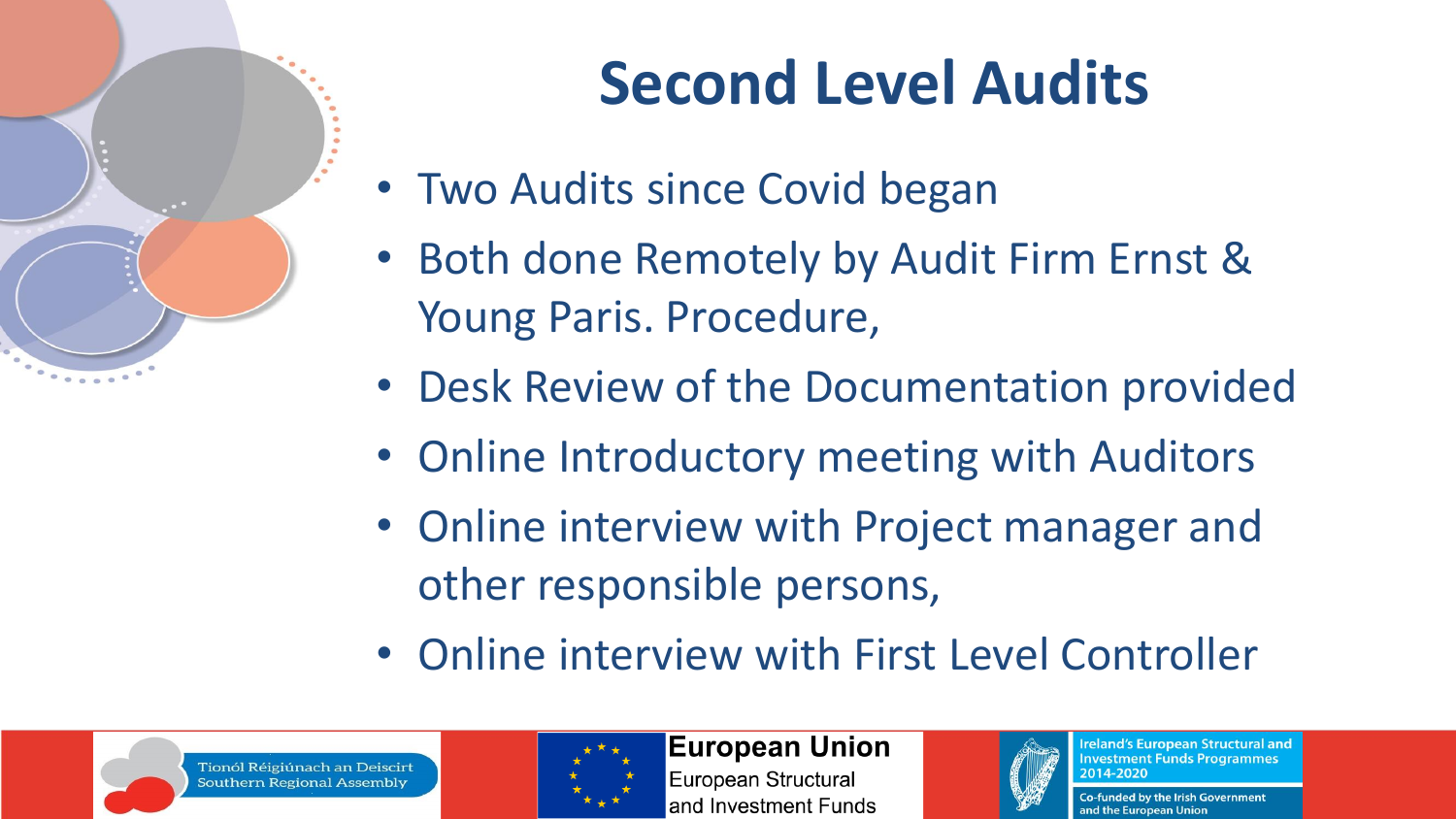# Second Level Audits

- Two Audits since Covid began
- Both done Remotely by Audit Firm Ernst & Young Paris. Procedure,
- Desk Review of the Documentation provided
- Online Introductory meeting with Auditors
- Online interview with Project manager and other responsible persons,
- Online interview with First Level Controller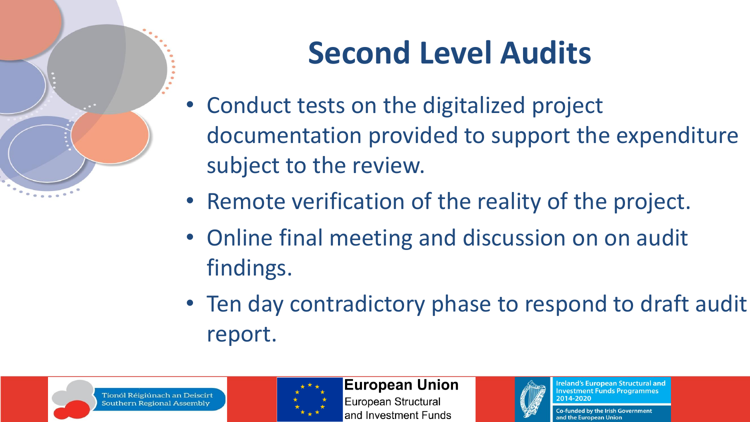# Second Level Audits

- Conduct tests on the digitalized project documentation provided to support the expenditure subject to the review.
- Remote verification of the reality of the project.
- Online final meeting and discussion on on audit findings.
- Ten day contradictory phase to respond to draft audit report.

Tionól Réigiúnach an Deiscirt
Southern Regional Assembly

European Union
European Structural and Investment Funds

Ireland's European Structural and Investment Funds Programmes 2014-2020

Co-funded by the Irish Government and the European Union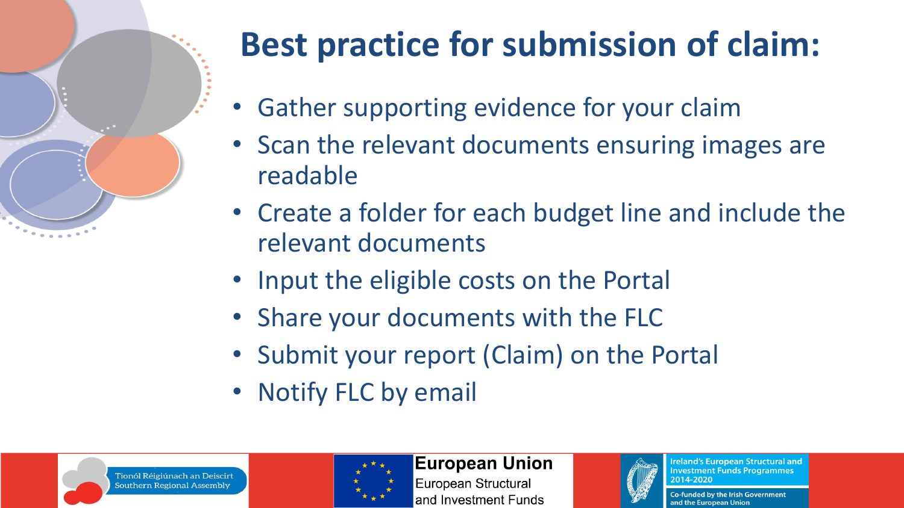# Best practice for submission of claim:

- Gather supporting evidence for your claim
- Scan the relevant documents ensuring images are readable
- Create a folder for each budget line and include the relevant documents
- Input the eligible costs on the Portal
- Share your documents with the FLC
- Submit your report (Claim) on the Portal
- Notify FLC by email

Tionól Réigiúnach an Deiscirt
Southern Regional Assembly

**European Union**
European Structural
and Investment Funds

Ireland's European Structural and Investment Funds Programmes 2014-2020

Co-funded by the Irish Government and the European Union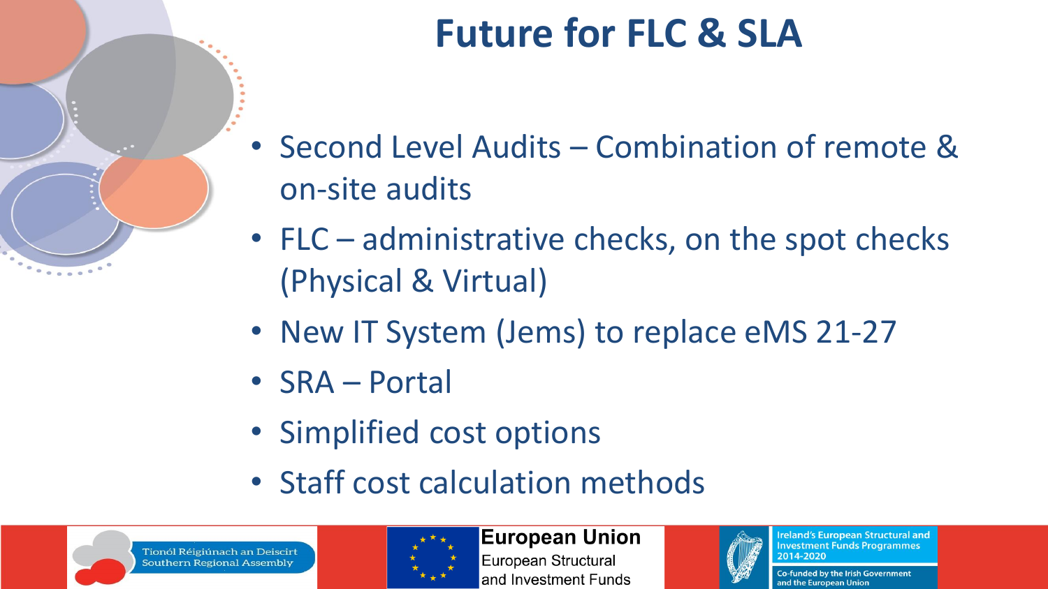# Future for FLC & SLA

- Second Level Audits – Combination of remote & on-site audits
- FLC – administrative checks, on the spot checks (Physical & Virtual)
- New IT System (Jems) to replace eMS 21-27
- SRA – Portal
- Simplified cost options
- Staff cost calculation methods

Tionól Réigiúnach an Deiscirt
Southern Regional Assembly

**European Union**
European Structural and Investment Funds

Ireland's European Structural and Investment Funds Programmes 2014-2020
Co-funded by the Irish Government and the European Union